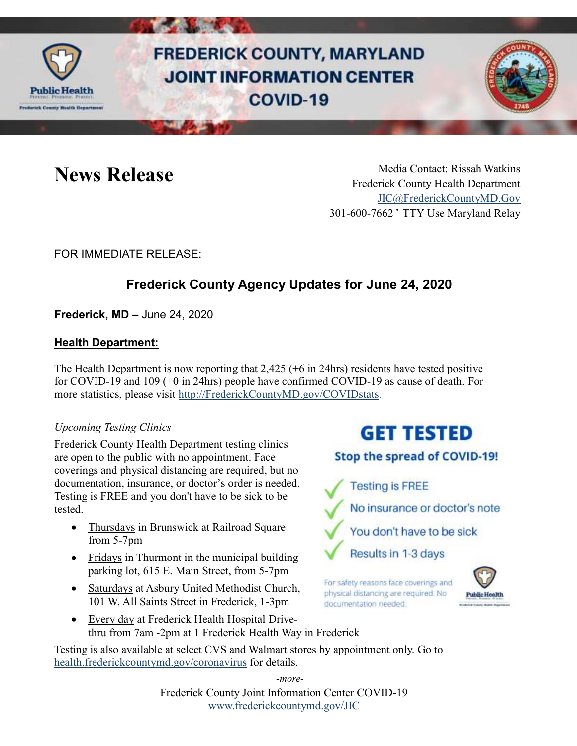# FREDERICK COUNTY, MARYLAND JOINT INFORMATION CENTER COVID-19

# News Release

Media Contact: Rissah Watkins
Frederick County Health Department
JIC@FrederickCountyMD.Gov
301-600-7662 • TTY Use Maryland Relay

FOR IMMEDIATE RELEASE:

## Frederick County Agency Updates for June 24, 2020

**Frederick, MD –** June 24, 2020

### Health Department:

The Health Department is now reporting that 2,425 (+6 in 24hrs) residents have tested positive for COVID-19 and 109 (+0 in 24hrs) people have confirmed COVID-19 as cause of death. For more statistics, please visit http://FrederickCountyMD.gov/COVIDstats.

*Upcoming Testing Clinics*

Frederick County Health Department testing clinics are open to the public with no appointment. Face coverings and physical distancing are required, but no documentation, insurance, or doctor's order is needed. Testing is FREE and you don't have to be sick to be tested.

- Thursdays in Brunswick at Railroad Square from 5-7pm
- Fridays in Thurmont in the municipal building parking lot, 615 E. Main Street, from 5-7pm
- Saturdays at Asbury United Methodist Church, 101 W. All Saints Street in Frederick, 1-3pm
- Every day at Frederick Health Hospital Drive-thru from 7am -2pm at 1 Frederick Health Way in Frederick

**GET TESTED**

**Stop the spread of COVID-19!**

- Testing is FREE
- No insurance or doctor's note
- You don't have to be sick
- Results in 1-3 days

For safety reasons face coverings and physical distancing are required. No documentation needed.

Testing is also available at select CVS and Walmart stores by appointment only. Go to health.frederickcountymd.gov/coronavirus for details.

*-more-*

Frederick County Joint Information Center COVID-19
www.frederickcountymd.gov/JIC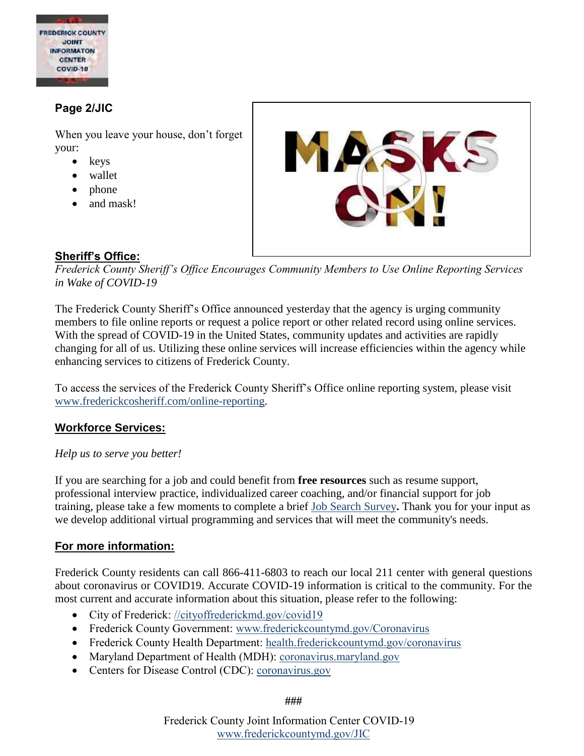**Page 2/JIC**

When you leave your house, don't forget your:

- keys
- wallet
- phone
- and mask!

## Sheriff's Office:

*Frederick County Sheriff's Office Encourages Community Members to Use Online Reporting Services in Wake of COVID-19*

The Frederick County Sheriff's Office announced yesterday that the agency is urging community members to file online reports or request a police report or other related record using online services. With the spread of COVID-19 in the United States, community updates and activities are rapidly changing for all of us. Utilizing these online services will increase efficiencies within the agency while enhancing services to citizens of Frederick County.

To access the services of the Frederick County Sheriff's Office online reporting system, please visit www.frederickcosheriff.com/online-reporting.

## Workforce Services:

*Help us to serve you better!*

If you are searching for a job and could benefit from **free resources** such as resume support, professional interview practice, individualized career coaching, and/or financial support for job training, please take a few moments to complete a brief Job Search Survey**.** Thank you for your input as we develop additional virtual programming and services that will meet the community's needs.

## For more information:

Frederick County residents can call 866-411-6803 to reach our local 211 center with general questions about coronavirus or COVID19. Accurate COVID-19 information is critical to the community. For the most current and accurate information about this situation, please refer to the following:

- City of Frederick: //cityoffrederickmd.gov/covid19
- Frederick County Government: www.frederickcountymd.gov/Coronavirus
- Frederick County Health Department: health.frederickcountymd.gov/coronavirus
- Maryland Department of Health (MDH): coronavirus.maryland.gov
- Centers for Disease Control (CDC): coronavirus.gov

###

Frederick County Joint Information Center COVID-19
www.frederickcountymd.gov/JIC